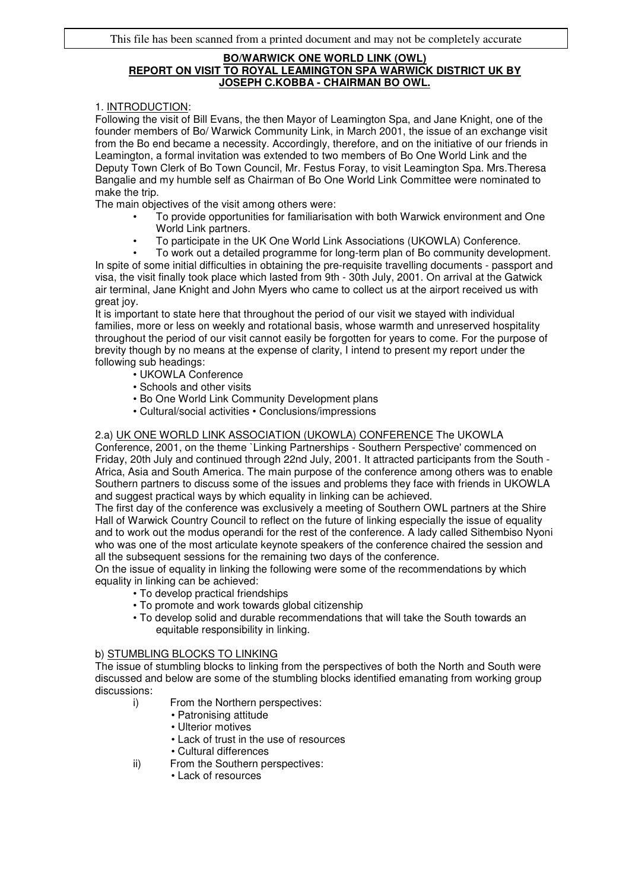This file has been scanned from a printed document and may not be completely accurate

**BO/WARWICK ONE WORLD LINK (OWL)**
**REPORT ON VISIT TO ROYAL LEAMINGTON SPA WARWICK DISTRICT UK BY JOSEPH C.KOBBA - CHAIRMAN BO OWL.**

1. INTRODUCTION:

Following the visit of Bill Evans, the then Mayor of Leamington Spa, and Jane Knight, one of the founder members of Bo/ Warwick Community Link, in March 2001, the issue of an exchange visit from the Bo end became a necessity. Accordingly, therefore, and on the initiative of our friends in Leamington, a formal invitation was extended to two members of Bo One World Link and the Deputy Town Clerk of Bo Town Council, Mr. Festus Foray, to visit Leamington Spa. Mrs.Theresa Bangalie and my humble self as Chairman of Bo One World Link Committee were nominated to make the trip.

The main objectives of the visit among others were:

- To provide opportunities for familiarisation with both Warwick environment and One World Link partners.
- To participate in the UK One World Link Associations (UKOWLA) Conference.
- To work out a detailed programme for long-term plan of Bo community development.

In spite of some initial difficulties in obtaining the pre-requisite travelling documents - passport and visa, the visit finally took place which lasted from 9th - 30th July, 2001. On arrival at the Gatwick air terminal, Jane Knight and John Myers who came to collect us at the airport received us with great joy.

It is important to state here that throughout the period of our visit we stayed with individual families, more or less on weekly and rotational basis, whose warmth and unreserved hospitality throughout the period of our visit cannot easily be forgotten for years to come. For the purpose of brevity though by no means at the expense of clarity, I intend to present my report under the following sub headings:

- UKOWLA Conference
- Schools and other visits
- Bo One World Link Community Development plans
- Cultural/social activities • Conclusions/impressions

2.a) UK ONE WORLD LINK ASSOCIATION (UKOWLA) CONFERENCE The UKOWLA Conference, 2001, on the theme `Linking Partnerships - Southern Perspective' commenced on Friday, 20th July and continued through 22nd July, 2001. It attracted participants from the South - Africa, Asia and South America. The main purpose of the conference among others was to enable Southern partners to discuss some of the issues and problems they face with friends in UKOWLA and suggest practical ways by which equality in linking can be achieved.

The first day of the conference was exclusively a meeting of Southern OWL partners at the Shire Hall of Warwick Country Council to reflect on the future of linking especially the issue of equality and to work out the modus operandi for the rest of the conference. A lady called Sithembiso Nyoni who was one of the most articulate keynote speakers of the conference chaired the session and all the subsequent sessions for the remaining two days of the conference.

On the issue of equality in linking the following were some of the recommendations by which equality in linking can be achieved:

- To develop practical friendships
- To promote and work towards global citizenship
- To develop solid and durable recommendations that will take the South towards an equitable responsibility in linking.

b) STUMBLING BLOCKS TO LINKING

The issue of stumbling blocks to linking from the perspectives of both the North and South were discussed and below are some of the stumbling blocks identified emanating from working group discussions:

i) From the Northern perspectives:
   - Patronising attitude
   - Ulterior motives
   - Lack of trust in the use of resources
   - Cultural differences

ii) From the Southern perspectives:
   - Lack of resources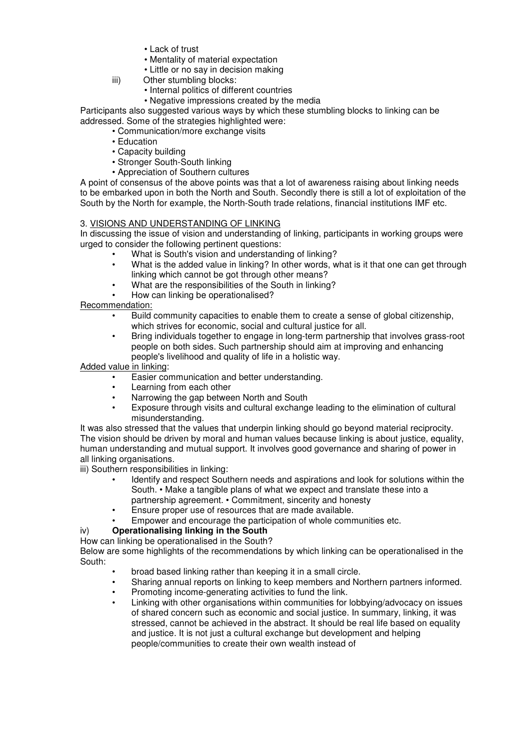- Lack of trust
- Mentality of material expectation
- Little or no say in decision making

iii) Other stumbling blocks:
- Internal politics of different countries
- Negative impressions created by the media

Participants also suggested various ways by which these stumbling blocks to linking can be addressed. Some of the strategies highlighted were:

- Communication/more exchange visits
- Education
- Capacity building
- Stronger South-South linking
- Appreciation of Southern cultures

A point of consensus of the above points was that a lot of awareness raising about linking needs to be embarked upon in both the North and South. Secondly there is still a lot of exploitation of the South by the North for example, the North-South trade relations, financial institutions IMF etc.

3. <u>VISIONS AND UNDERSTANDING OF LINKING</u>

In discussing the issue of vision and understanding of linking, participants in working groups were urged to consider the following pertinent questions:

- What is South's vision and understanding of linking?
- What is the added value in linking? In other words, what is it that one can get through linking which cannot be got through other means?
- What are the responsibilities of the South in linking?
- How can linking be operationalised?

<u>Recommendation:</u>

- Build community capacities to enable them to create a sense of global citizenship, which strives for economic, social and cultural justice for all.
- Bring individuals together to engage in long-term partnership that involves grass-root people on both sides. Such partnership should aim at improving and enhancing people's livelihood and quality of life in a holistic way.

<u>Added value in linking</u>:

- Easier communication and better understanding.
- Learning from each other
- Narrowing the gap between North and South
- Exposure through visits and cultural exchange leading to the elimination of cultural misunderstanding.

It was also stressed that the values that underpin linking should go beyond material reciprocity. The vision should be driven by moral and human values because linking is about justice, equality, human understanding and mutual support. It involves good governance and sharing of power in all linking organisations.

iii) Southern responsibilities in linking:

- Identify and respect Southern needs and aspirations and look for solutions within the South. • Make a tangible plans of what we expect and translate these into a partnership agreement. • Commitment, sincerity and honesty
- Ensure proper use of resources that are made available.
- Empower and encourage the participation of whole communities etc.

iv) **Operationalising linking in the South**

How can linking be operationalised in the South?

Below are some highlights of the recommendations by which linking can be operationalised in the South:

- broad based linking rather than keeping it in a small circle.
- Sharing annual reports on linking to keep members and Northern partners informed.
- Promoting income-generating activities to fund the link.
- Linking with other organisations within communities for lobbying/advocacy on issues of shared concern such as economic and social justice. In summary, linking, it was stressed, cannot be achieved in the abstract. It should be real life based on equality and justice. It is not just a cultural exchange but development and helping people/communities to create their own wealth instead of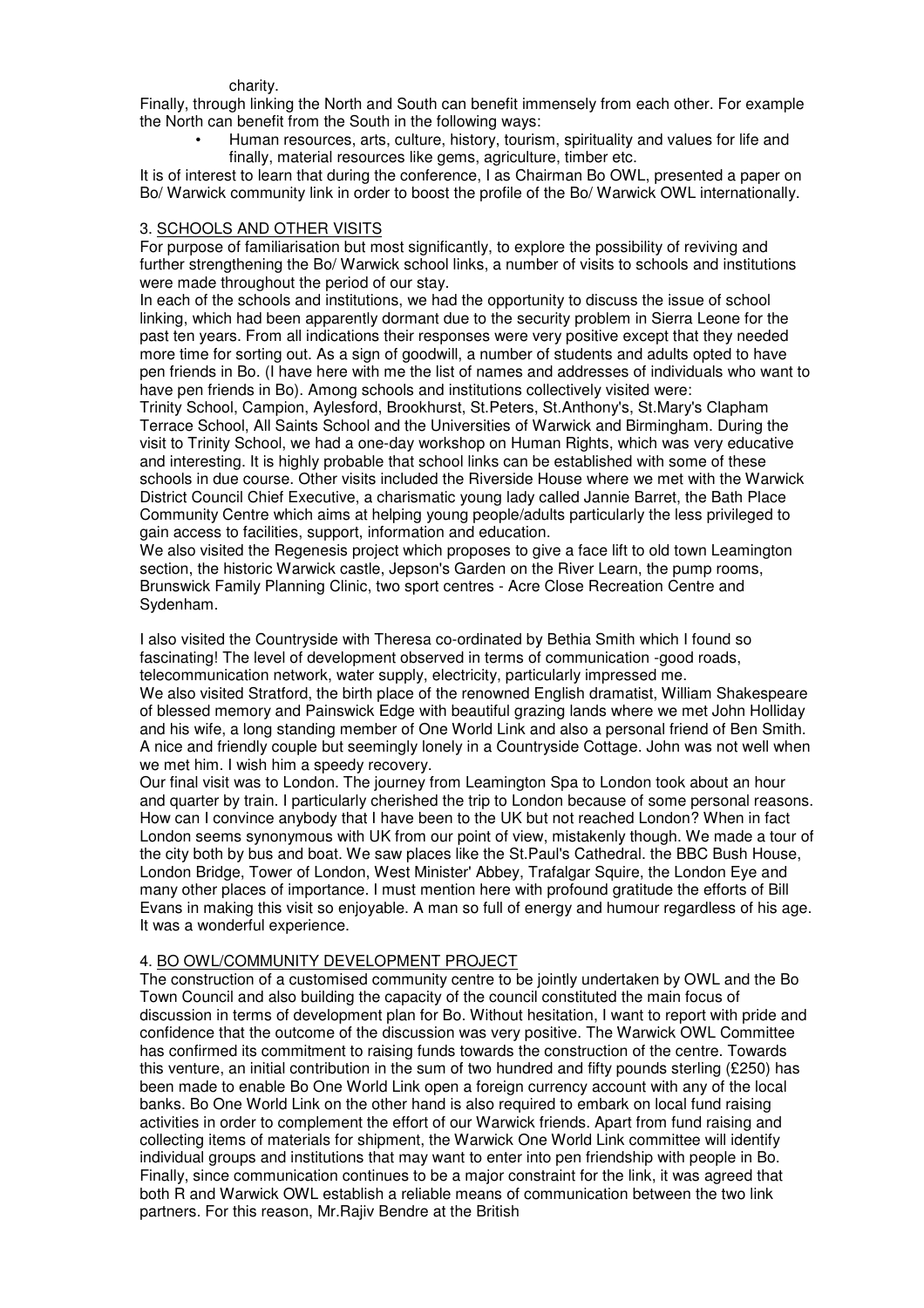charity.

Finally, through linking the North and South can benefit immensely from each other. For example the North can benefit from the South in the following ways:

- Human resources, arts, culture, history, tourism, spirituality and values for life and finally, material resources like gems, agriculture, timber etc.

It is of interest to learn that during the conference, I as Chairman Bo OWL, presented a paper on Bo/ Warwick community link in order to boost the profile of the Bo/ Warwick OWL internationally.

### 3. SCHOOLS AND OTHER VISITS

For purpose of familiarisation but most significantly, to explore the possibility of reviving and further strengthening the Bo/ Warwick school links, a number of visits to schools and institutions were made throughout the period of our stay.

In each of the schools and institutions, we had the opportunity to discuss the issue of school linking, which had been apparently dormant due to the security problem in Sierra Leone for the past ten years. From all indications their responses were very positive except that they needed more time for sorting out. As a sign of goodwill, a number of students and adults opted to have pen friends in Bo. (I have here with me the list of names and addresses of individuals who want to have pen friends in Bo). Among schools and institutions collectively visited were:

Trinity School, Campion, Aylesford, Brookhurst, St.Peters, St.Anthony's, St.Mary's Clapham Terrace School, All Saints School and the Universities of Warwick and Birmingham. During the visit to Trinity School, we had a one-day workshop on Human Rights, which was very educative and interesting. It is highly probable that school links can be established with some of these schools in due course. Other visits included the Riverside House where we met with the Warwick District Council Chief Executive, a charismatic young lady called Jannie Barret, the Bath Place Community Centre which aims at helping young people/adults particularly the less privileged to gain access to facilities, support, information and education.

We also visited the Regenesis project which proposes to give a face lift to old town Leamington section, the historic Warwick castle, Jepson's Garden on the River Learn, the pump rooms, Brunswick Family Planning Clinic, two sport centres - Acre Close Recreation Centre and Sydenham.

I also visited the Countryside with Theresa co-ordinated by Bethia Smith which I found so fascinating! The level of development observed in terms of communication -good roads, telecommunication network, water supply, electricity, particularly impressed me.

We also visited Stratford, the birth place of the renowned English dramatist, William Shakespeare of blessed memory and Painswick Edge with beautiful grazing lands where we met John Holliday and his wife, a long standing member of One World Link and also a personal friend of Ben Smith. A nice and friendly couple but seemingly lonely in a Countryside Cottage. John was not well when we met him. I wish him a speedy recovery.

Our final visit was to London. The journey from Leamington Spa to London took about an hour and quarter by train. I particularly cherished the trip to London because of some personal reasons. How can I convince anybody that I have been to the UK but not reached London? When in fact London seems synonymous with UK from our point of view, mistakenly though. We made a tour of the city both by bus and boat. We saw places like the St.Paul's Cathedral. the BBC Bush House, London Bridge, Tower of London, West Minister' Abbey, Trafalgar Squire, the London Eye and many other places of importance. I must mention here with profound gratitude the efforts of Bill Evans in making this visit so enjoyable. A man so full of energy and humour regardless of his age. It was a wonderful experience.

### 4. BO OWL/COMMUNITY DEVELOPMENT PROJECT

The construction of a customised community centre to be jointly undertaken by OWL and the Bo Town Council and also building the capacity of the council constituted the main focus of discussion in terms of development plan for Bo. Without hesitation, I want to report with pride and confidence that the outcome of the discussion was very positive. The Warwick OWL Committee has confirmed its commitment to raising funds towards the construction of the centre. Towards this venture, an initial contribution in the sum of two hundred and fifty pounds sterling (£250) has been made to enable Bo One World Link open a foreign currency account with any of the local banks. Bo One World Link on the other hand is also required to embark on local fund raising activities in order to complement the effort of our Warwick friends. Apart from fund raising and collecting items of materials for shipment, the Warwick One World Link committee will identify individual groups and institutions that may want to enter into pen friendship with people in Bo. Finally, since communication continues to be a major constraint for the link, it was agreed that both R and Warwick OWL establish a reliable means of communication between the two link partners. For this reason, Mr.Rajiv Bendre at the British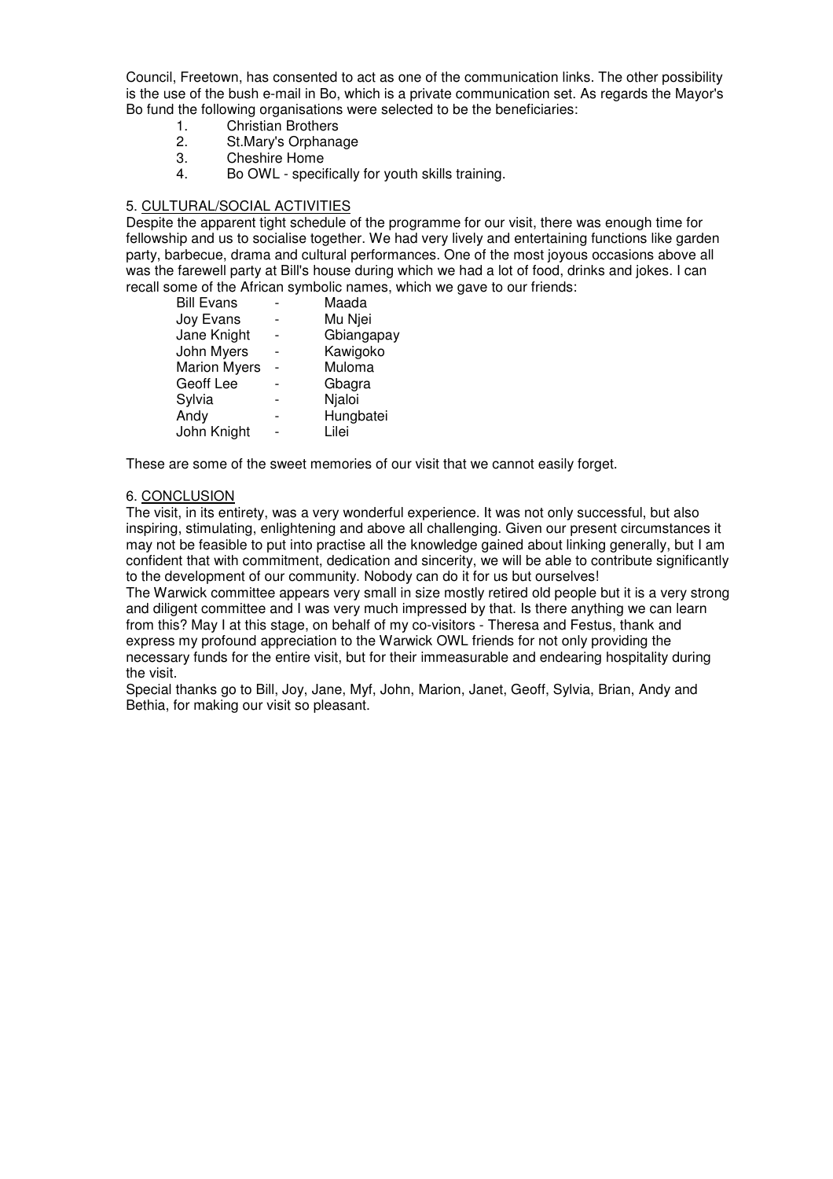Council, Freetown, has consented to act as one of the communication links. The other possibility is the use of the bush e-mail in Bo, which is a private communication set. As regards the Mayor's Bo fund the following organisations were selected to be the beneficiaries:

1. Christian Brothers
2. St.Mary's Orphanage
3. Cheshire Home
4. Bo OWL - specifically for youth skills training.

5. <u>CULTURAL/SOCIAL ACTIVITIES</u>

Despite the apparent tight schedule of the programme for our visit, there was enough time for fellowship and us to socialise together. We had very lively and entertaining functions like garden party, barbecue, drama and cultural performances. One of the most joyous occasions above all was the farewell party at Bill's house during which we had a lot of food, drinks and jokes. I can recall some of the African symbolic names, which we gave to our friends:

| | | |
|---|---|---|
| Bill Evans | - | Maada |
| Joy Evans | - | Mu Njei |
| Jane Knight | - | Gbiangapay |
| John Myers | - | Kawigoko |
| Marion Myers | - | Muloma |
| Geoff Lee | - | Gbagra |
| Sylvia | - | Njaloi |
| Andy | - | Hungbatei |
| John Knight | - | Lilei |

These are some of the sweet memories of our visit that we cannot easily forget.

6. <u>CONCLUSION</u>

The visit, in its entirety, was a very wonderful experience. It was not only successful, but also inspiring, stimulating, enlightening and above all challenging. Given our present circumstances it may not be feasible to put into practise all the knowledge gained about linking generally, but I am confident that with commitment, dedication and sincerity, we will be able to contribute significantly to the development of our community. Nobody can do it for us but ourselves!

The Warwick committee appears very small in size mostly retired old people but it is a very strong and diligent committee and I was very much impressed by that. Is there anything we can learn from this? May I at this stage, on behalf of my co-visitors - Theresa and Festus, thank and express my profound appreciation to the Warwick OWL friends for not only providing the necessary funds for the entire visit, but for their immeasurable and endearing hospitality during the visit.

Special thanks go to Bill, Joy, Jane, Myf, John, Marion, Janet, Geoff, Sylvia, Brian, Andy and Bethia, for making our visit so pleasant.